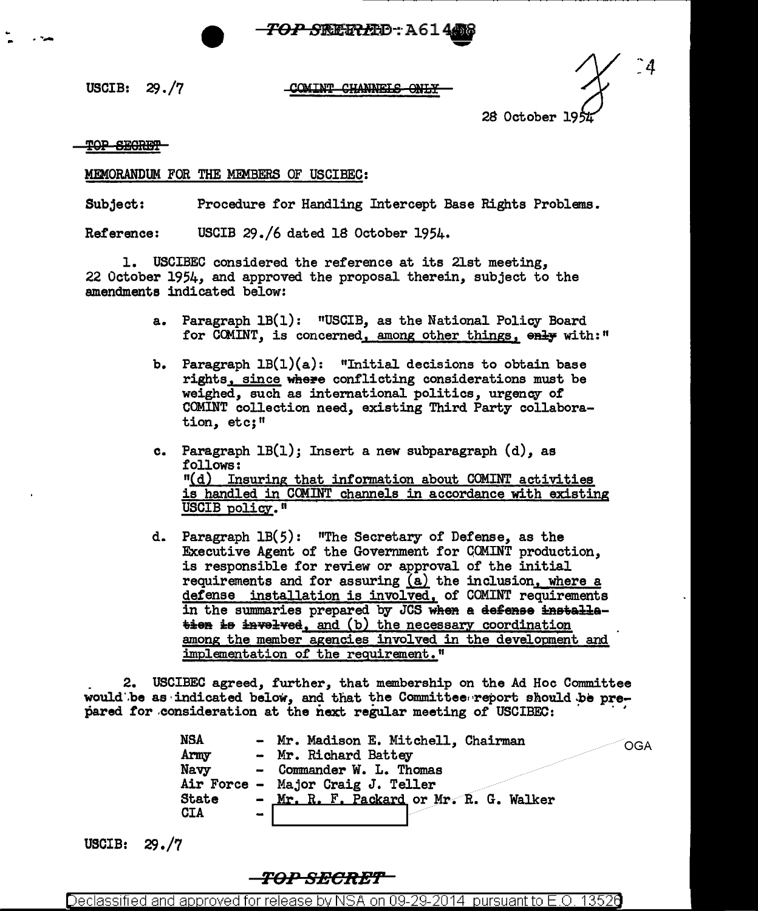TOP SECRET - A61408

USCIB: 29./7 COMINT CHANNELS ONLY

28 October 1954

TOP SECRET

MEMORANDUM FOR THE MEMBERS OF USCIBEC:

Subject: Procedure for Handling Intercept Base Rights Problems.

Reference: USCIB 29./6 dated 18 October 1954.

1. USCIBEC considered the reference at its 21st meeting, 22 October 1954, and approved the proposal therein, subject to the amendments indicated below:

a. Paragraph 1B(1): "USCIB, as the National Policy Board for COMINT, is concerned, among other things, ~~only~~ with:"

b. Paragraph 1B(1)(a): "Initial decisions to obtain base rights, since ~~where~~ conflicting considerations must be weighed, such as international politics, urgency of COMINT collection need, existing Third Party collaboration, etc;"

c. Paragraph 1B(1); Insert a new subparagraph (d), as follows:
"(d) Insuring that information about COMINT activities is handled in COMINT channels in accordance with existing USCIB policy."

d. Paragraph 1B(5): "The Secretary of Defense, as the Executive Agent of the Government for COMINT production, is responsible for review or approval of the initial requirements and for assuring (a) the inclusion, where a defense installation is involved, of COMINT requirements in the summaries prepared by JCS ~~when a defense installation is involved~~, and (b) the necessary coordination among the member agencies involved in the development and implementation of the requirement."

2. USCIBEC agreed, further, that membership on the Ad Hoc Committee would be as indicated below, and that the Committee report should be prepared for consideration at the next regular meeting of USCIBEC:

| | |
|---|---|
| NSA | - Mr. Madison E. Mitchell, Chairman |
| Army | - Mr. Richard Battey |
| Navy | - Commander W. L. Thomas |
| Air Force | - Major Craig J. Teller |
| State | - Mr. R. F. Packard or Mr. R. G. Walker |
| CIA | - [redacted] |

OGA

USCIB: 29./7

TOP SECRET

Declassified and approved for release by NSA on 09-29-2014 pursuant to E.O. 13526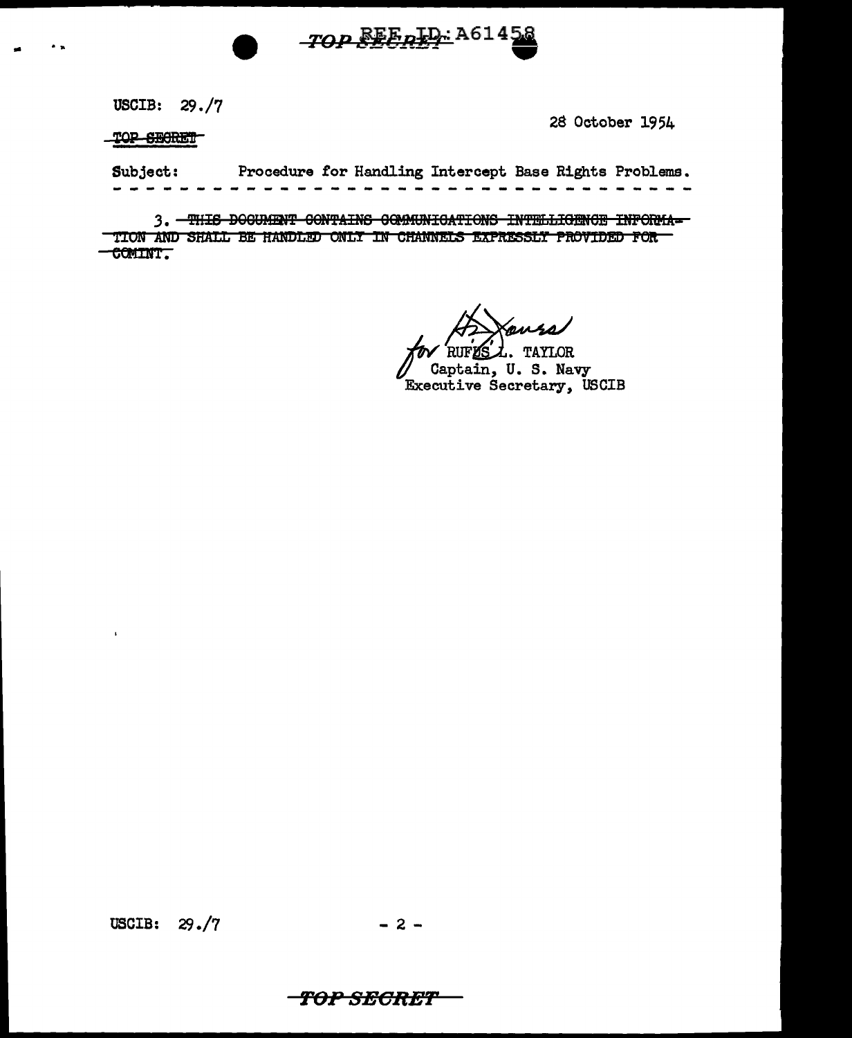USCIB: 29./7

28 October 1954

~~TOP SECRET~~

Subject: Procedure for Handling Intercept Base Rights Problems.

- - - - - - - - - - - - - - - - - - - - - - - - - - - - - - - - - - -

3. ~~THIS DOCUMENT CONTAINS COMMUNICATIONS INTELLIGENCE INFORMATION AND SHALL BE HANDLED ONLY IN CHANNELS EXPRESSLY PROVIDED FOR COMINT.~~

for RUFUS L. TAYLOR
Captain, U. S. Navy
Executive Secretary, USCIB

USCIB: 29./7